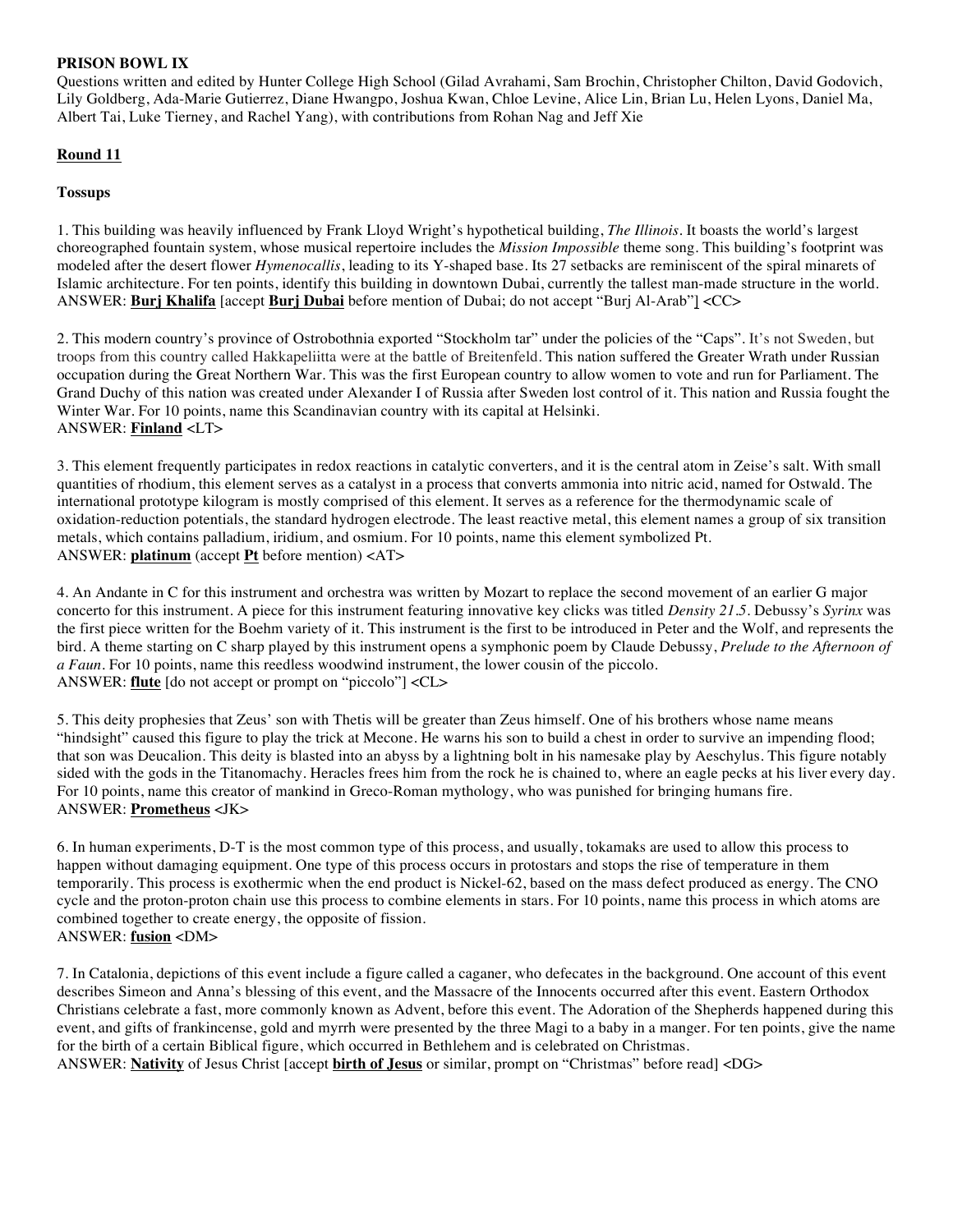**PRISON BOWL IX**

Questions written and edited by Hunter College High School (Gilad Avrahami, Sam Brochin, Christopher Chilton, David Godovich, Lily Goldberg, Ada-Marie Gutierrez, Diane Hwangpo, Joshua Kwan, Chloe Levine, Alice Lin, Brian Lu, Helen Lyons, Daniel Ma, Albert Tai, Luke Tierney, and Rachel Yang), with contributions from Rohan Nag and Jeff Xie

## Round 11

### Tossups

1. This building was heavily influenced by Frank Lloyd Wright's hypothetical building, *The Illinois*. It boasts the world's largest choreographed fountain system, whose musical repertoire includes the *Mission Impossible* theme song. This building's footprint was modeled after the desert flower *Hymenocallis*, leading to its Y-shaped base. Its 27 setbacks are reminiscent of the spiral minarets of Islamic architecture. For ten points, identify this building in downtown Dubai, currently the tallest man-made structure in the world.
ANSWER: **Burj Khalifa** [accept **Burj Dubai** before mention of Dubai; do not accept "Burj Al-Arab"] <CC>

2. This modern country's province of Ostrobothnia exported "Stockholm tar" under the policies of the "Caps". It's not Sweden, but troops from this country called Hakkapeliitta were at the battle of Breitenfeld. This nation suffered the Greater Wrath under Russian occupation during the Great Northern War. This was the first European country to allow women to vote and run for Parliament. The Grand Duchy of this nation was created under Alexander I of Russia after Sweden lost control of it. This nation and Russia fought the Winter War. For 10 points, name this Scandinavian country with its capital at Helsinki.
ANSWER: **Finland** <LT>

3. This element frequently participates in redox reactions in catalytic converters, and it is the central atom in Zeise's salt. With small quantities of rhodium, this element serves as a catalyst in a process that converts ammonia into nitric acid, named for Ostwald. The international prototype kilogram is mostly comprised of this element. It serves as a reference for the thermodynamic scale of oxidation-reduction potentials, the standard hydrogen electrode. The least reactive metal, this element names a group of six transition metals, which contains palladium, iridium, and osmium. For 10 points, name this element symbolized Pt.
ANSWER: **platinum** (accept **Pt** before mention) <AT>

4. An Andante in C for this instrument and orchestra was written by Mozart to replace the second movement of an earlier G major concerto for this instrument. A piece for this instrument featuring innovative key clicks was titled *Density 21.5*. Debussy's *Syrinx* was the first piece written for the Boehm variety of it. This instrument is the first to be introduced in Peter and the Wolf, and represents the bird. A theme starting on C sharp played by this instrument opens a symphonic poem by Claude Debussy, *Prelude to the Afternoon of a Faun*. For 10 points, name this reedless woodwind instrument, the lower cousin of the piccolo.
ANSWER: **flute** [do not accept or prompt on "piccolo"] <CL>

5. This deity prophesies that Zeus' son with Thetis will be greater than Zeus himself. One of his brothers whose name means "hindsight" caused this figure to play the trick at Mecone. He warns his son to build a chest in order to survive an impending flood; that son was Deucalion. This deity is blasted into an abyss by a lightning bolt in his namesake play by Aeschylus. This figure notably sided with the gods in the Titanomachy. Heracles frees him from the rock he is chained to, where an eagle pecks at his liver every day. For 10 points, name this creator of mankind in Greco-Roman mythology, who was punished for bringing humans fire.
ANSWER: **Prometheus** <JK>

6. In human experiments, D-T is the most common type of this process, and usually, tokamaks are used to allow this process to happen without damaging equipment. One type of this process occurs in protostars and stops the rise of temperature in them temporarily. This process is exothermic when the end product is Nickel-62, based on the mass defect produced as energy. The CNO cycle and the proton-proton chain use this process to combine elements in stars. For 10 points, name this process in which atoms are combined together to create energy, the opposite of fission.
ANSWER: **fusion** <DM>

7. In Catalonia, depictions of this event include a figure called a caganer, who defecates in the background. One account of this event describes Simeon and Anna's blessing of this event, and the Massacre of the Innocents occurred after this event. Eastern Orthodox Christians celebrate a fast, more commonly known as Advent, before this event. The Adoration of the Shepherds happened during this event, and gifts of frankincense, gold and myrrh were presented by the three Magi to a baby in a manger. For ten points, give the name for the birth of a certain Biblical figure, which occurred in Bethlehem and is celebrated on Christmas.
ANSWER: **Nativity** of Jesus Christ [accept **birth of Jesus** or similar, prompt on "Christmas" before read] <DG>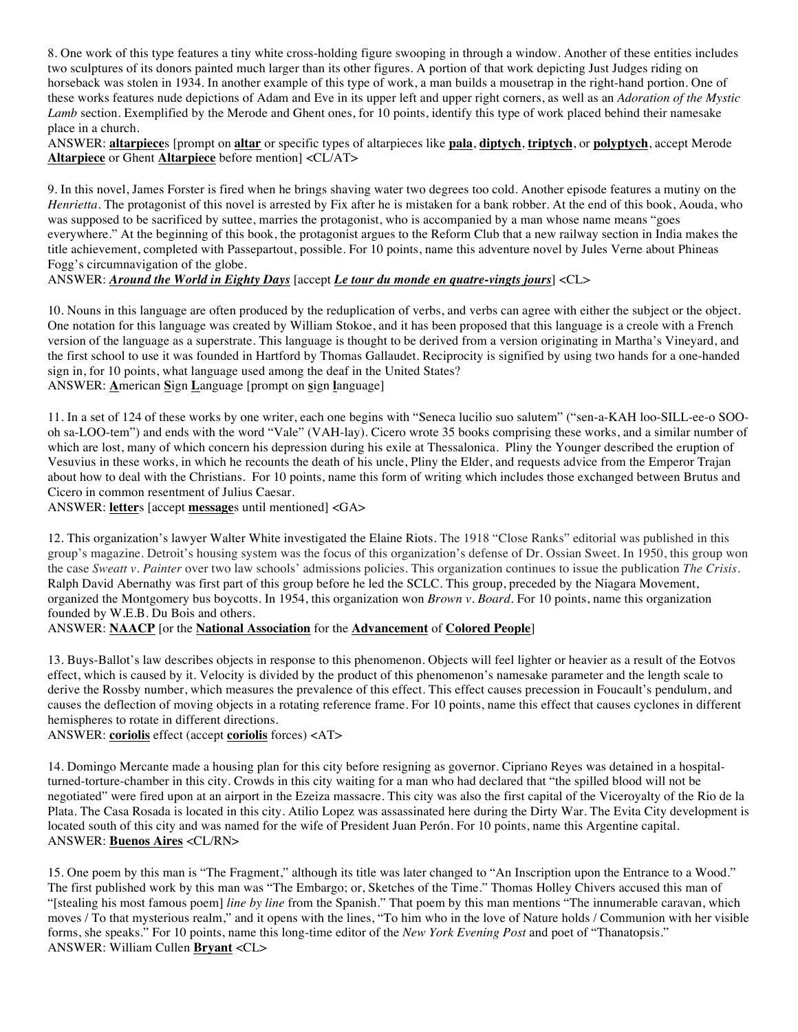8. One work of this type features a tiny white cross-holding figure swooping in through a window. Another of these entities includes two sculptures of its donors painted much larger than its other figures. A portion of that work depicting Just Judges riding on horseback was stolen in 1934. In another example of this type of work, a man builds a mousetrap in the right-hand portion. One of these works features nude depictions of Adam and Eve in its upper left and upper right corners, as well as an *Adoration of the Mystic Lamb* section. Exemplified by the Merode and Ghent ones, for 10 points, identify this type of work placed behind their namesake place in a church.

ANSWER: **altarpiece**s [prompt on **altar** or specific types of altarpieces like **pala**, **diptych**, **triptych**, or **polyptych**, accept Merode **Altarpiece** or Ghent **Altarpiece** before mention] <CL/AT>

9. In this novel, James Forster is fired when he brings shaving water two degrees too cold. Another episode features a mutiny on the *Henrietta*. The protagonist of this novel is arrested by Fix after he is mistaken for a bank robber. At the end of this book, Aouda, who was supposed to be sacrificed by suttee, marries the protagonist, who is accompanied by a man whose name means "goes everywhere." At the beginning of this book, the protagonist argues to the Reform Club that a new railway section in India makes the title achievement, completed with Passepartout, possible. For 10 points, name this adventure novel by Jules Verne about Phineas Fogg's circumnavigation of the globe.

ANSWER: ***Around the World in Eighty Days*** [accept ***Le tour du monde en quatre-vingts jours***] <CL>

10. Nouns in this language are often produced by the reduplication of verbs, and verbs can agree with either the subject or the object. One notation for this language was created by William Stokoe, and it has been proposed that this language is a creole with a French version of the language as a superstrate. This language is thought to be derived from a version originating in Martha's Vineyard, and the first school to use it was founded in Hartford by Thomas Gallaudet. Reciprocity is signified by using two hands for a one-handed sign in, for 10 points, what language used among the deaf in the United States?

ANSWER: **A**merican **S**ign **L**anguage [prompt on **s**ign **l**anguage]

11. In a set of 124 of these works by one writer, each one begins with "Seneca lucilio suo salutem" ("sen-a-KAH loo-SILL-ee-o SOO-oh sa-LOO-tem") and ends with the word "Vale" (VAH-lay). Cicero wrote 35 books comprising these works, and a similar number of which are lost, many of which concern his depression during his exile at Thessalonica. Pliny the Younger described the eruption of Vesuvius in these works, in which he recounts the death of his uncle, Pliny the Elder, and requests advice from the Emperor Trajan about how to deal with the Christians. For 10 points, name this form of writing which includes those exchanged between Brutus and Cicero in common resentment of Julius Caesar.

ANSWER: **letter**s [accept **message**s until mentioned] <GA>

12. This organization's lawyer Walter White investigated the Elaine Riots. The 1918 "Close Ranks" editorial was published in this group's magazine. Detroit's housing system was the focus of this organization's defense of Dr. Ossian Sweet. In 1950, this group won the case *Sweatt v. Painter* over two law schools' admissions policies. This organization continues to issue the publication *The Crisis*. Ralph David Abernathy was first part of this group before he led the SCLC. This group, preceded by the Niagara Movement, organized the Montgomery bus boycotts. In 1954, this organization won *Brown v. Board*. For 10 points, name this organization founded by W.E.B. Du Bois and others.

ANSWER: **NAACP** [or the **National Association** for the **Advancement** of **Colored People**]

13. Buys-Ballot's law describes objects in response to this phenomenon. Objects will feel lighter or heavier as a result of the Eotvos effect, which is caused by it. Velocity is divided by the product of this phenomenon's namesake parameter and the length scale to derive the Rossby number, which measures the prevalence of this effect. This effect causes precession in Foucault's pendulum, and causes the deflection of moving objects in a rotating reference frame. For 10 points, name this effect that causes cyclones in different hemispheres to rotate in different directions.

ANSWER: **coriolis** effect (accept **coriolis** forces) <AT>

14. Domingo Mercante made a housing plan for this city before resigning as governor. Cipriano Reyes was detained in a hospital-turned-torture-chamber in this city. Crowds in this city waiting for a man who had declared that "the spilled blood will not be negotiated" were fired upon at an airport in the Ezeiza massacre. This city was also the first capital of the Viceroyalty of the Rio de la Plata. The Casa Rosada is located in this city. Atilio Lopez was assassinated here during the Dirty War. The Evita City development is located south of this city and was named for the wife of President Juan Perón. For 10 points, name this Argentine capital.

ANSWER: **Buenos Aires** <CL/RN>

15. One poem by this man is "The Fragment," although its title was later changed to "An Inscription upon the Entrance to a Wood." The first published work by this man was "The Embargo; or, Sketches of the Time." Thomas Holley Chivers accused this man of "[stealing his most famous poem] *line by line* from the Spanish." That poem by this man mentions "The innumerable caravan, which moves / To that mysterious realm," and it opens with the lines, "To him who in the love of Nature holds / Communion with her visible forms, she speaks." For 10 points, name this long-time editor of the *New York Evening Post* and poet of "Thanatopsis."

ANSWER: William Cullen **Bryant** <CL>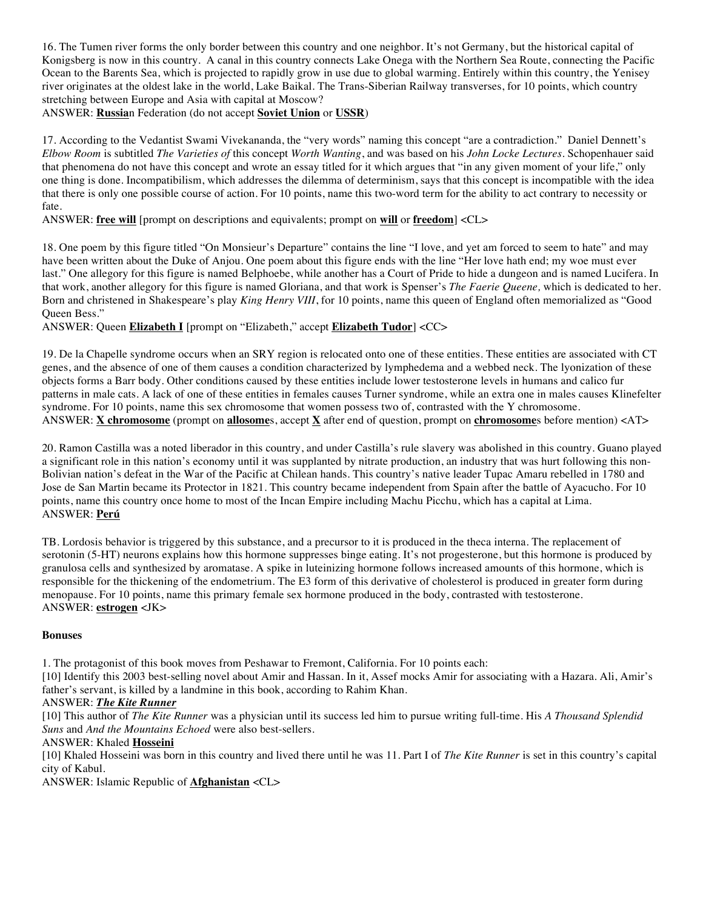16. The Tumen river forms the only border between this country and one neighbor. It's not Germany, but the historical capital of Konigsberg is now in this country. A canal in this country connects Lake Onega with the Northern Sea Route, connecting the Pacific Ocean to the Barents Sea, which is projected to rapidly grow in use due to global warming. Entirely within this country, the Yenisey river originates at the oldest lake in the world, Lake Baikal. The Trans-Siberian Railway transverses, for 10 points, which country stretching between Europe and Asia with capital at Moscow?
ANSWER: **Russia**n Federation (do not accept **Soviet Union** or **USSR**)

17. According to the Vedantist Swami Vivekananda, the "very words" naming this concept "are a contradiction." Daniel Dennett's *Elbow Room* is subtitled *The Varieties of* this concept *Worth Wanting*, and was based on his *John Locke Lectures*. Schopenhauer said that phenomena do not have this concept and wrote an essay titled for it which argues that "in any given moment of your life," only one thing is done. Incompatibilism, which addresses the dilemma of determinism, says that this concept is incompatible with the idea that there is only one possible course of action. For 10 points, name this two-word term for the ability to act contrary to necessity or fate.
ANSWER: **free will** [prompt on descriptions and equivalents; prompt on **will** or **freedom**] <CL>

18. One poem by this figure titled "On Monsieur's Departure" contains the line "I love, and yet am forced to seem to hate" and may have been written about the Duke of Anjou. One poem about this figure ends with the line "Her love hath end; my woe must ever last." One allegory for this figure is named Belphoebe, while another has a Court of Pride to hide a dungeon and is named Lucifera. In that work, another allegory for this figure is named Gloriana, and that work is Spenser's *The Faerie Queene,* which is dedicated to her. Born and christened in Shakespeare's play *King Henry VIII*, for 10 points, name this queen of England often memorialized as "Good Queen Bess."
ANSWER: Queen **Elizabeth I** [prompt on "Elizabeth," accept **Elizabeth Tudor**] <CC>

19. De la Chapelle syndrome occurs when an SRY region is relocated onto one of these entities. These entities are associated with CT genes, and the absence of one of them causes a condition characterized by lymphedema and a webbed neck. The lyonization of these objects forms a Barr body. Other conditions caused by these entities include lower testosterone levels in humans and calico fur patterns in male cats. A lack of one of these entities in females causes Turner syndrome, while an extra one in males causes Klinefelter syndrome. For 10 points, name this sex chromosome that women possess two of, contrasted with the Y chromosome.
ANSWER: **X chromosome** (prompt on **allosome**s, accept **X** after end of question, prompt on **chromosome**s before mention) <AT>

20. Ramon Castilla was a noted liberador in this country, and under Castilla's rule slavery was abolished in this country. Guano played a significant role in this nation's economy until it was supplanted by nitrate production, an industry that was hurt following this non-Bolivian nation's defeat in the War of the Pacific at Chilean hands. This country's native leader Tupac Amaru rebelled in 1780 and Jose de San Martin became its Protector in 1821. This country became independent from Spain after the battle of Ayacucho. For 10 points, name this country once home to most of the Incan Empire including Machu Picchu, which has a capital at Lima.
ANSWER: **Perú**

TB. Lordosis behavior is triggered by this substance, and a precursor to it is produced in the theca interna. The replacement of serotonin (5-HT) neurons explains how this hormone suppresses binge eating. It's not progesterone, but this hormone is produced by granulosa cells and synthesized by aromatase. A spike in luteinizing hormone follows increased amounts of this hormone, which is responsible for the thickening of the endometrium. The E3 form of this derivative of cholesterol is produced in greater form during menopause. For 10 points, name this primary female sex hormone produced in the body, contrasted with testosterone.
ANSWER: **estrogen** <JK>

**Bonuses**

1. The protagonist of this book moves from Peshawar to Fremont, California. For 10 points each:
[10] Identify this 2003 best-selling novel about Amir and Hassan. In it, Assef mocks Amir for associating with a Hazara. Ali, Amir's father's servant, is killed by a landmine in this book, according to Rahim Khan.
ANSWER: ***The Kite Runner***
[10] This author of *The Kite Runner* was a physician until its success led him to pursue writing full-time. His *A Thousand Splendid Suns* and *And the Mountains Echoed* were also best-sellers.
ANSWER: Khaled **Hosseini**
[10] Khaled Hosseini was born in this country and lived there until he was 11. Part I of *The Kite Runner* is set in this country's capital city of Kabul.
ANSWER: Islamic Republic of **Afghanistan** <CL>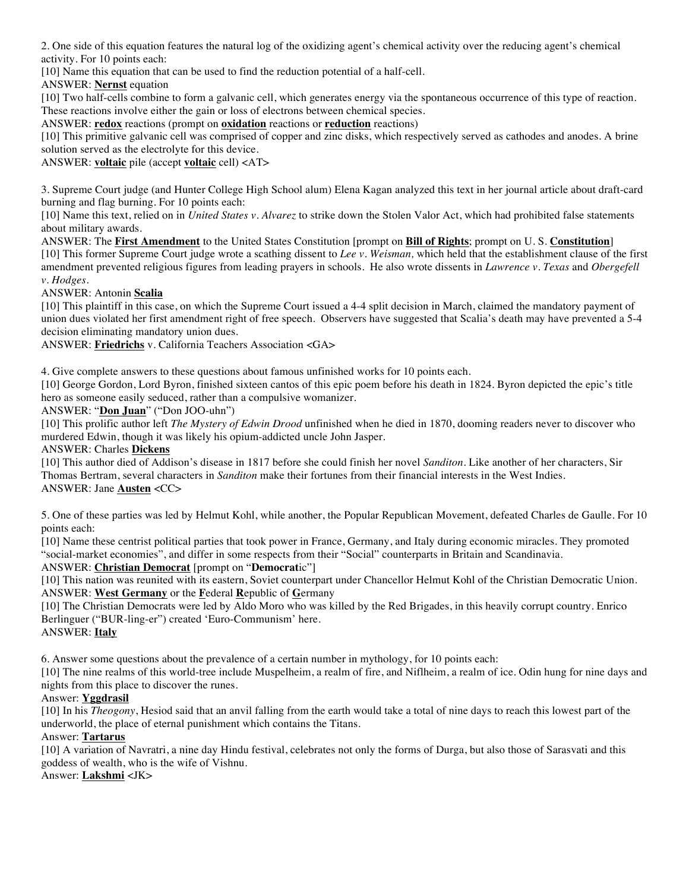2. One side of this equation features the natural log of the oxidizing agent's chemical activity over the reducing agent's chemical activity. For 10 points each:

[10] Name this equation that can be used to find the reduction potential of a half-cell.

ANSWER: **Nernst** equation

[10] Two half-cells combine to form a galvanic cell, which generates energy via the spontaneous occurrence of this type of reaction. These reactions involve either the gain or loss of electrons between chemical species.

ANSWER: **redox** reactions (prompt on **oxidation** reactions or **reduction** reactions)

[10] This primitive galvanic cell was comprised of copper and zinc disks, which respectively served as cathodes and anodes. A brine solution served as the electrolyte for this device.

ANSWER: **voltaic** pile (accept **voltaic** cell) <AT>

3. Supreme Court judge (and Hunter College High School alum) Elena Kagan analyzed this text in her journal article about draft-card burning and flag burning. For 10 points each:

[10] Name this text, relied on in *United States v. Alvarez* to strike down the Stolen Valor Act, which had prohibited false statements about military awards.

ANSWER: The **First Amendment** to the United States Constitution [prompt on **Bill of Rights**; prompt on U. S. **Constitution**]

[10] This former Supreme Court judge wrote a scathing dissent to *Lee v. Weisman,* which held that the establishment clause of the first amendment prevented religious figures from leading prayers in schools. He also wrote dissents in *Lawrence v. Texas* and *Obergefell v. Hodges*.

ANSWER: Antonin **Scalia**

[10] This plaintiff in this case, on which the Supreme Court issued a 4-4 split decision in March, claimed the mandatory payment of union dues violated her first amendment right of free speech. Observers have suggested that Scalia's death may have prevented a 5-4 decision eliminating mandatory union dues.

ANSWER: **Friedrichs** v. California Teachers Association <GA>

4. Give complete answers to these questions about famous unfinished works for 10 points each.

[10] George Gordon, Lord Byron, finished sixteen cantos of this epic poem before his death in 1824. Byron depicted the epic's title hero as someone easily seduced, rather than a compulsive womanizer.

ANSWER: "**Don Juan**" ("Don JOO-uhn")

[10] This prolific author left *The Mystery of Edwin Drood* unfinished when he died in 1870, dooming readers never to discover who murdered Edwin, though it was likely his opium-addicted uncle John Jasper.

ANSWER: Charles **Dickens**

[10] This author died of Addison's disease in 1817 before she could finish her novel *Sanditon*. Like another of her characters, Sir Thomas Bertram, several characters in *Sanditon* make their fortunes from their financial interests in the West Indies.

ANSWER: Jane **Austen** <CC>

5. One of these parties was led by Helmut Kohl, while another, the Popular Republican Movement, defeated Charles de Gaulle. For 10 points each:

[10] Name these centrist political parties that took power in France, Germany, and Italy during economic miracles. They promoted "social-market economies", and differ in some respects from their "Social" counterparts in Britain and Scandinavia.

ANSWER: **Christian Democrat** [prompt on "**Democrat**ic"]

[10] This nation was reunited with its eastern, Soviet counterpart under Chancellor Helmut Kohl of the Christian Democratic Union.

ANSWER: **West Germany** or the **F**ederal **R**epublic of **G**ermany

[10] The Christian Democrats were led by Aldo Moro who was killed by the Red Brigades, in this heavily corrupt country. Enrico Berlinguer ("BUR-ling-er") created 'Euro-Communism' here.

ANSWER: **Italy**

6. Answer some questions about the prevalence of a certain number in mythology, for 10 points each:

[10] The nine realms of this world-tree include Muspelheim, a realm of fire, and Niflheim, a realm of ice. Odin hung for nine days and nights from this place to discover the runes.

Answer: **Yggdrasil**

[10] In his *Theogony*, Hesiod said that an anvil falling from the earth would take a total of nine days to reach this lowest part of the underworld, the place of eternal punishment which contains the Titans.

Answer: **Tartarus**

[10] A variation of Navratri, a nine day Hindu festival, celebrates not only the forms of Durga, but also those of Sarasvati and this goddess of wealth, who is the wife of Vishnu.

Answer: **Lakshmi** <JK>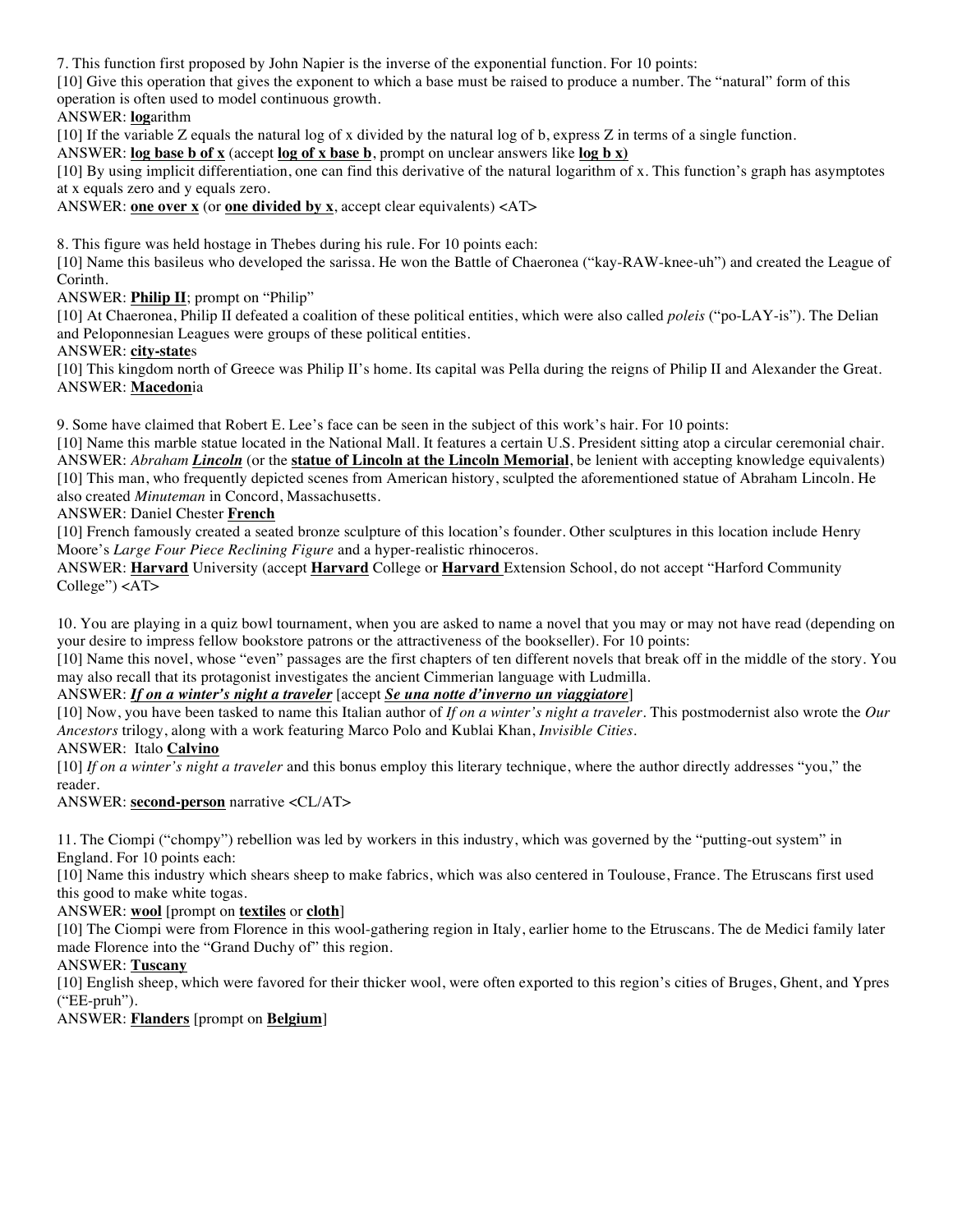7. This function first proposed by John Napier is the inverse of the exponential function. For 10 points:

[10] Give this operation that gives the exponent to which a base must be raised to produce a number. The "natural" form of this operation is often used to model continuous growth.

ANSWER: **log**arithm

[10] If the variable Z equals the natural log of x divided by the natural log of b, express Z in terms of a single function.

ANSWER: **log base b of x** (accept **log of x base b**, prompt on unclear answers like **log b x)**

[10] By using implicit differentiation, one can find this derivative of the natural logarithm of x. This function's graph has asymptotes at x equals zero and y equals zero.

ANSWER: **one over x** (or **one divided by x**, accept clear equivalents) <AT>

8. This figure was held hostage in Thebes during his rule. For 10 points each:

[10] Name this basileus who developed the sarissa. He won the Battle of Chaeronea ("kay-RAW-knee-uh") and created the League of Corinth.

ANSWER: **Philip II**; prompt on "Philip"

[10] At Chaeronea, Philip II defeated a coalition of these political entities, which were also called *poleis* ("po-LAY-is"). The Delian and Peloponnesian Leagues were groups of these political entities.

ANSWER: **city-state**s

[10] This kingdom north of Greece was Philip II's home. Its capital was Pella during the reigns of Philip II and Alexander the Great.

ANSWER: **Macedon**ia

9. Some have claimed that Robert E. Lee's face can be seen in the subject of this work's hair. For 10 points:

[10] Name this marble statue located in the National Mall. It features a certain U.S. President sitting atop a circular ceremonial chair.

ANSWER: *Abraham **Lincoln*** (or the **statue of Lincoln at the Lincoln Memorial**, be lenient with accepting knowledge equivalents)

[10] This man, who frequently depicted scenes from American history, sculpted the aforementioned statue of Abraham Lincoln. He also created *Minuteman* in Concord, Massachusetts.

ANSWER: Daniel Chester **French**

[10] French famously created a seated bronze sculpture of this location's founder. Other sculptures in this location include Henry Moore's *Large Four Piece Reclining Figure* and a hyper-realistic rhinoceros.

ANSWER: **Harvard** University (accept **Harvard** College or **Harvard** Extension School, do not accept "Harford Community College") <AT>

10. You are playing in a quiz bowl tournament, when you are asked to name a novel that you may or may not have read (depending on your desire to impress fellow bookstore patrons or the attractiveness of the bookseller). For 10 points:

[10] Name this novel, whose "even" passages are the first chapters of ten different novels that break off in the middle of the story. You may also recall that its protagonist investigates the ancient Cimmerian language with Ludmilla.

ANSWER: ***If on a winter's night a traveler*** [accept ***Se una notte d'inverno un viaggiatore***]

[10] Now, you have been tasked to name this Italian author of *If on a winter's night a traveler*. This postmodernist also wrote the *Our Ancestors* trilogy, along with a work featuring Marco Polo and Kublai Khan, *Invisible Cities*.

ANSWER: Italo **Calvino**

[10] *If on a winter's night a traveler* and this bonus employ this literary technique, where the author directly addresses "you," the reader.

ANSWER: **second-person** narrative <CL/AT>

11. The Ciompi ("chompy") rebellion was led by workers in this industry, which was governed by the "putting-out system" in England. For 10 points each:

[10] Name this industry which shears sheep to make fabrics, which was also centered in Toulouse, France. The Etruscans first used this good to make white togas.

ANSWER: **wool** [prompt on **textiles** or **cloth**]

[10] The Ciompi were from Florence in this wool-gathering region in Italy, earlier home to the Etruscans. The de Medici family later made Florence into the "Grand Duchy of" this region.

ANSWER: **Tuscany**

[10] English sheep, which were favored for their thicker wool, were often exported to this region's cities of Bruges, Ghent, and Ypres ("EE-pruh").

ANSWER: **Flanders** [prompt on **Belgium**]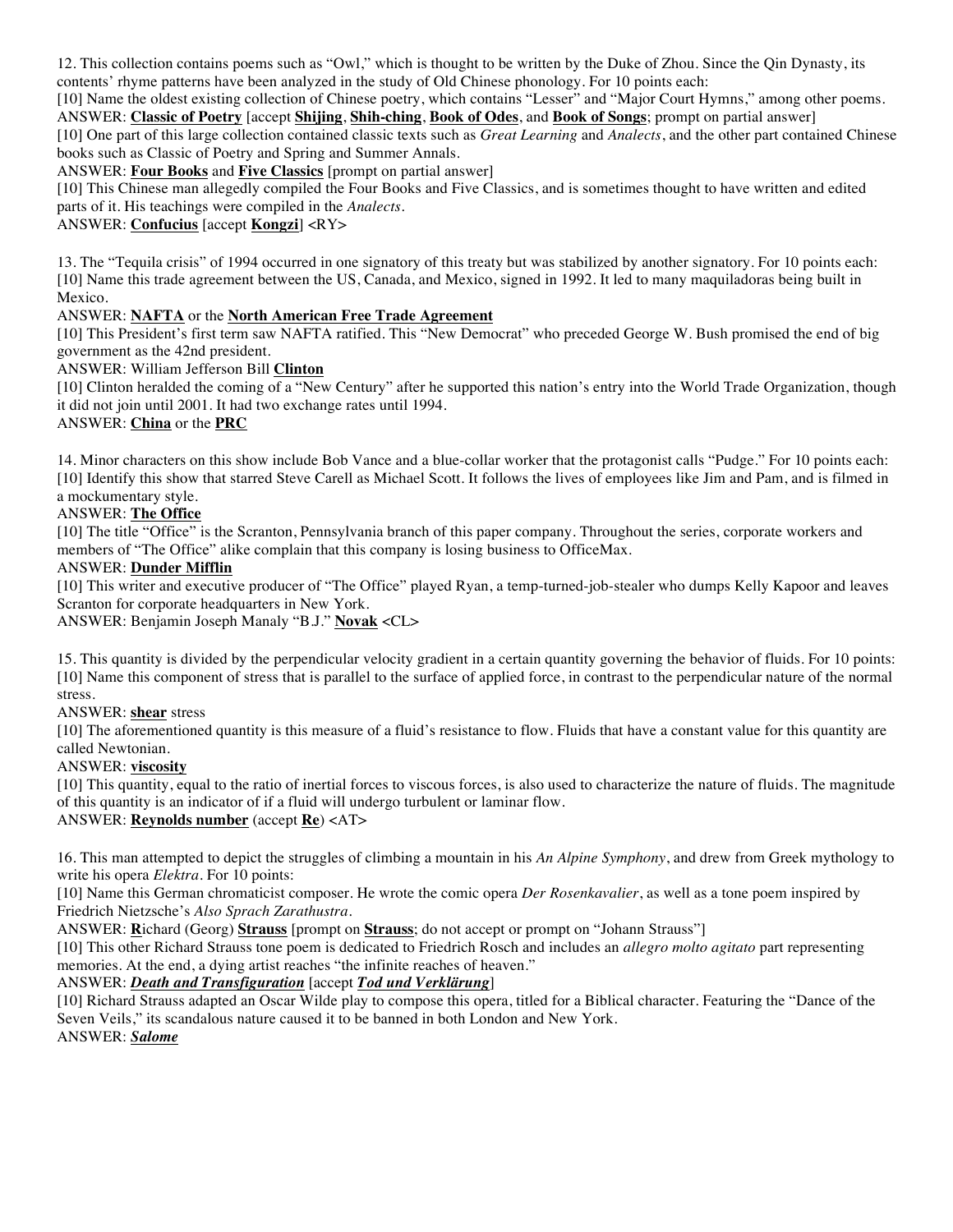12. This collection contains poems such as "Owl," which is thought to be written by the Duke of Zhou. Since the Qin Dynasty, its contents' rhyme patterns have been analyzed in the study of Old Chinese phonology. For 10 points each:

[10] Name the oldest existing collection of Chinese poetry, which contains "Lesser" and "Major Court Hymns," among other poems.

ANSWER: **Classic of Poetry** [accept **Shijing**, **Shih-ching**, **Book of Odes**, and **Book of Songs**; prompt on partial answer]

[10] One part of this large collection contained classic texts such as *Great Learning* and *Analects*, and the other part contained Chinese books such as Classic of Poetry and Spring and Summer Annals.

ANSWER: **Four Books** and **Five Classics** [prompt on partial answer]

[10] This Chinese man allegedly compiled the Four Books and Five Classics, and is sometimes thought to have written and edited parts of it. His teachings were compiled in the *Analects*.

ANSWER: **Confucius** [accept **Kongzi**] <RY>

13. The "Tequila crisis" of 1994 occurred in one signatory of this treaty but was stabilized by another signatory. For 10 points each:

[10] Name this trade agreement between the US, Canada, and Mexico, signed in 1992. It led to many maquiladoras being built in Mexico.

ANSWER: **NAFTA** or the **North American Free Trade Agreement**

[10] This President's first term saw NAFTA ratified. This "New Democrat" who preceded George W. Bush promised the end of big government as the 42nd president.

ANSWER: William Jefferson Bill **Clinton**

[10] Clinton heralded the coming of a "New Century" after he supported this nation's entry into the World Trade Organization, though it did not join until 2001. It had two exchange rates until 1994.

ANSWER: **China** or the **PRC**

14. Minor characters on this show include Bob Vance and a blue-collar worker that the protagonist calls "Pudge." For 10 points each:

[10] Identify this show that starred Steve Carell as Michael Scott. It follows the lives of employees like Jim and Pam, and is filmed in a mockumentary style.

ANSWER: **The Office**

[10] The title "Office" is the Scranton, Pennsylvania branch of this paper company. Throughout the series, corporate workers and members of "The Office" alike complain that this company is losing business to OfficeMax.

ANSWER: **Dunder Mifflin**

[10] This writer and executive producer of "The Office" played Ryan, a temp-turned-job-stealer who dumps Kelly Kapoor and leaves Scranton for corporate headquarters in New York.

ANSWER: Benjamin Joseph Manaly "B.J." **Novak** <CL>

15. This quantity is divided by the perpendicular velocity gradient in a certain quantity governing the behavior of fluids. For 10 points:

[10] Name this component of stress that is parallel to the surface of applied force, in contrast to the perpendicular nature of the normal stress.

ANSWER: **shear** stress

[10] The aforementioned quantity is this measure of a fluid's resistance to flow. Fluids that have a constant value for this quantity are called Newtonian.

ANSWER: **viscosity**

[10] This quantity, equal to the ratio of inertial forces to viscous forces, is also used to characterize the nature of fluids. The magnitude of this quantity is an indicator of if a fluid will undergo turbulent or laminar flow.

ANSWER: **Reynolds number** (accept **Re**) <AT>

16. This man attempted to depict the struggles of climbing a mountain in his *An Alpine Symphony*, and drew from Greek mythology to write his opera *Elektra*. For 10 points:

[10] Name this German chromaticist composer. He wrote the comic opera *Der Rosenkavalier*, as well as a tone poem inspired by Friedrich Nietzsche's *Also Sprach Zarathustra*.

ANSWER: **R**ichard (Georg) **Strauss** [prompt on **Strauss**; do not accept or prompt on "Johann Strauss"]

[10] This other Richard Strauss tone poem is dedicated to Friedrich Rosch and includes an *allegro molto agitato* part representing memories. At the end, a dying artist reaches "the infinite reaches of heaven."

ANSWER: ***Death and Transfiguration*** [accept ***Tod und Verklärung***]

[10] Richard Strauss adapted an Oscar Wilde play to compose this opera, titled for a Biblical character. Featuring the "Dance of the Seven Veils," its scandalous nature caused it to be banned in both London and New York.

ANSWER: ***Salome***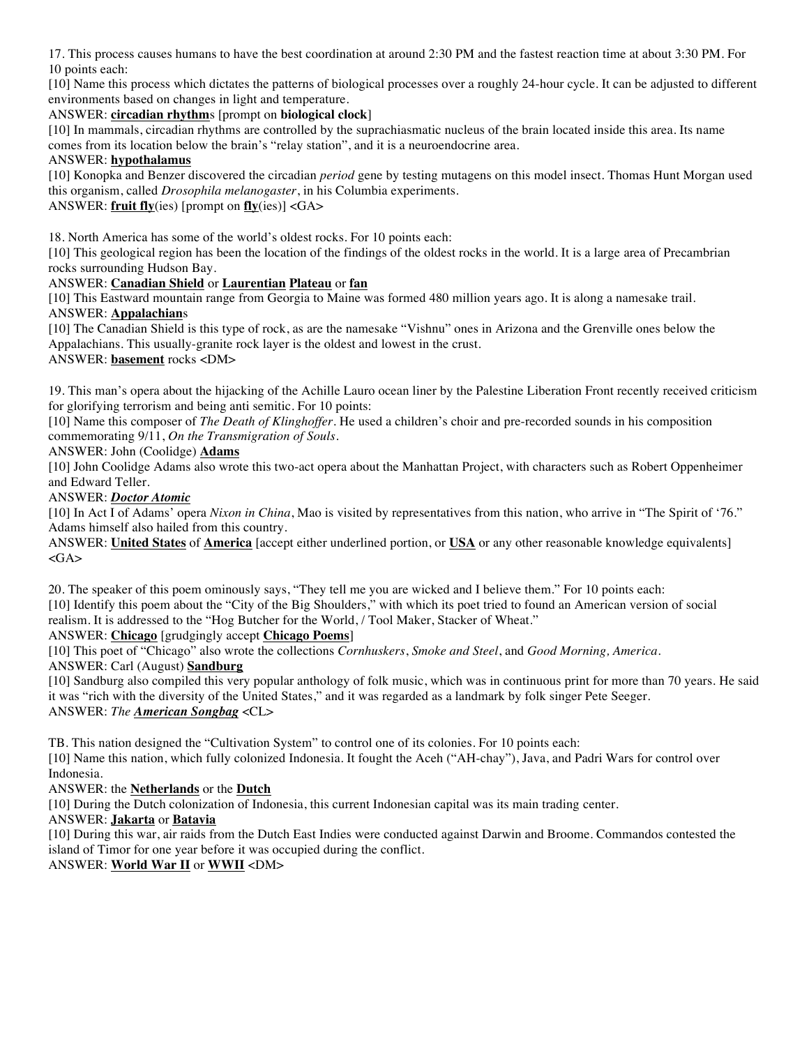17. This process causes humans to have the best coordination at around 2:30 PM and the fastest reaction time at about 3:30 PM. For 10 points each:

[10] Name this process which dictates the patterns of biological processes over a roughly 24-hour cycle. It can be adjusted to different environments based on changes in light and temperature.

ANSWER: **circadian rhythm**s [prompt on **biological clock**]

[10] In mammals, circadian rhythms are controlled by the suprachiasmatic nucleus of the brain located inside this area. Its name comes from its location below the brain's "relay station", and it is a neuroendocrine area.

ANSWER: **hypothalamus**

[10] Konopka and Benzer discovered the circadian *period* gene by testing mutagens on this model insect. Thomas Hunt Morgan used this organism, called *Drosophila melanogaster*, in his Columbia experiments.

ANSWER: **fruit fly**(ies) [prompt on **fly**(ies)] <GA>

18. North America has some of the world's oldest rocks. For 10 points each:

[10] This geological region has been the location of the findings of the oldest rocks in the world. It is a large area of Precambrian rocks surrounding Hudson Bay.

ANSWER: **Canadian Shield** or **Laurentian Plateau** or **fan**

[10] This Eastward mountain range from Georgia to Maine was formed 480 million years ago. It is along a namesake trail.

ANSWER: **Appalachian**s

[10] The Canadian Shield is this type of rock, as are the namesake "Vishnu" ones in Arizona and the Grenville ones below the Appalachians. This usually-granite rock layer is the oldest and lowest in the crust.

ANSWER: **basement** rocks <DM>

19. This man's opera about the hijacking of the Achille Lauro ocean liner by the Palestine Liberation Front recently received criticism for glorifying terrorism and being anti semitic. For 10 points:

[10] Name this composer of *The Death of Klinghoffer*. He used a children's choir and pre-recorded sounds in his composition commemorating 9/11, *On the Transmigration of Souls*.

ANSWER: John (Coolidge) **Adams**

[10] John Coolidge Adams also wrote this two-act opera about the Manhattan Project, with characters such as Robert Oppenheimer and Edward Teller.

ANSWER: ***Doctor Atomic***

[10] In Act I of Adams' opera *Nixon in China*, Mao is visited by representatives from this nation, who arrive in "The Spirit of '76." Adams himself also hailed from this country.

ANSWER: **United States** of **America** [accept either underlined portion, or **USA** or any other reasonable knowledge equivalents] <GA>

20. The speaker of this poem ominously says, "They tell me you are wicked and I believe them." For 10 points each:

[10] Identify this poem about the "City of the Big Shoulders," with which its poet tried to found an American version of social realism. It is addressed to the "Hog Butcher for the World, / Tool Maker, Stacker of Wheat."

ANSWER: **Chicago** [grudgingly accept **Chicago Poems**]

[10] This poet of "Chicago" also wrote the collections *Cornhuskers*, *Smoke and Steel*, and *Good Morning, America*.

ANSWER: Carl (August) **Sandburg**

[10] Sandburg also compiled this very popular anthology of folk music, which was in continuous print for more than 70 years. He said it was "rich with the diversity of the United States," and it was regarded as a landmark by folk singer Pete Seeger.

ANSWER: *The* ***American Songbag*** <CL>

TB. This nation designed the "Cultivation System" to control one of its colonies. For 10 points each:

[10] Name this nation, which fully colonized Indonesia. It fought the Aceh ("AH-chay"), Java, and Padri Wars for control over Indonesia.

ANSWER: the **Netherlands** or the **Dutch**

[10] During the Dutch colonization of Indonesia, this current Indonesian capital was its main trading center.

ANSWER: **Jakarta** or **Batavia**

[10] During this war, air raids from the Dutch East Indies were conducted against Darwin and Broome. Commandos contested the island of Timor for one year before it was occupied during the conflict.

ANSWER: **World War II** or **WWII** <DM>